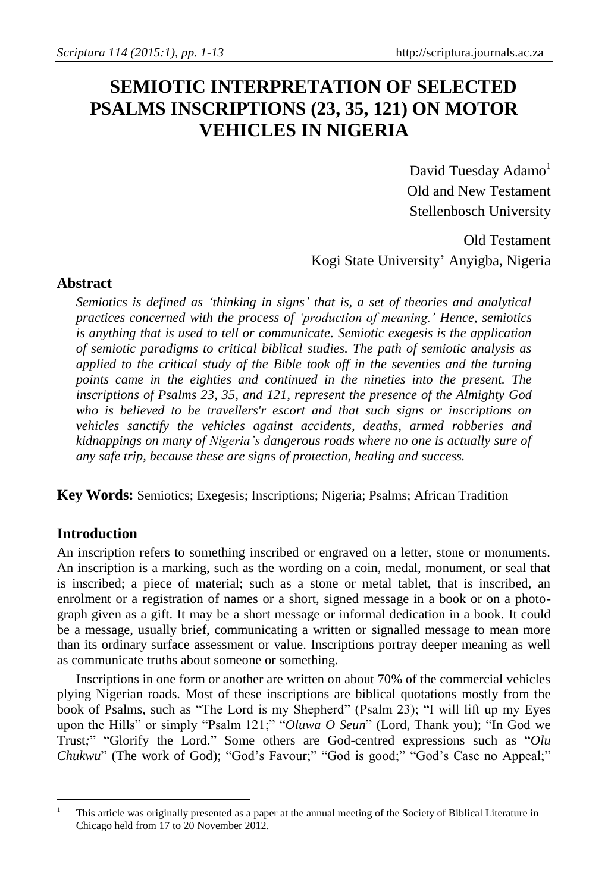# SEMIOTIC INTERPRETATION OF SELECTED PSALMS INSCRIPTIONS (23, 35, 121) ON MOTOR VEHICLES IN NIGERIA

David Tuesday Adamo[1]
Old and New Testament
Stellenbosch University

Old Testament
Kogi State University' Anyigba, Nigeria

## Abstract

*Semiotics is defined as 'thinking in signs' that is, a set of theories and analytical practices concerned with the process of 'production of meaning.' Hence, semiotics is anything that is used to tell or communicate. Semiotic exegesis is the application of semiotic paradigms to critical biblical studies. The path of semiotic analysis as applied to the critical study of the Bible took off in the seventies and the turning points came in the eighties and continued in the nineties into the present. The inscriptions of Psalms 23, 35, and 121, represent the presence of the Almighty God who is believed to be travellers'r escort and that such signs or inscriptions on vehicles sanctify the vehicles against accidents, deaths, armed robberies and kidnappings on many of Nigeria's dangerous roads where no one is actually sure of any safe trip, because these are signs of protection, healing and success.*

**Key Words:** Semiotics; Exegesis; Inscriptions; Nigeria; Psalms; African Tradition

## Introduction

An inscription refers to something inscribed or engraved on a letter, stone or monuments. An inscription is a marking, such as the wording on a coin, medal, monument, or seal that is inscribed; a piece of material; such as a stone or metal tablet, that is inscribed, an enrolment or a registration of names or a short, signed message in a book or on a photograph given as a gift. It may be a short message or informal dedication in a book. It could be a message, usually brief, communicating a written or signalled message to mean more than its ordinary surface assessment or value. Inscriptions portray deeper meaning as well as communicate truths about someone or something.

Inscriptions in one form or another are written on about 70% of the commercial vehicles plying Nigerian roads. Most of these inscriptions are biblical quotations mostly from the book of Psalms, such as "The Lord is my Shepherd" (Psalm 23); "I will lift up my Eyes upon the Hills" or simply "Psalm 121;" "*Oluwa O Seun*" (Lord, Thank you); "In God we Trust;" "Glorify the Lord." Some others are God-centred expressions such as "*Olu Chukwu*" (The work of God); "God's Favour;" "God is good;" "God's Case no Appeal;"

---

[1] This article was originally presented as a paper at the annual meeting of the Society of Biblical Literature in Chicago held from 17 to 20 November 2012.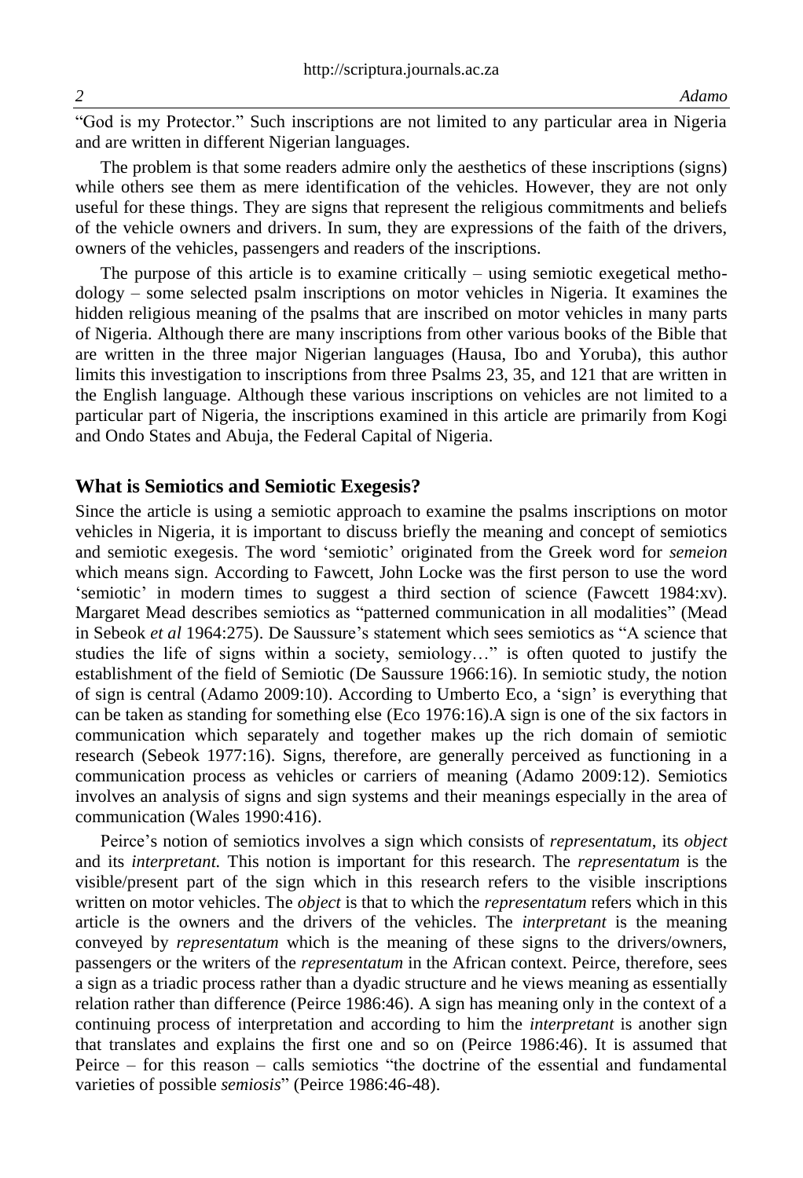"God is my Protector." Such inscriptions are not limited to any particular area in Nigeria and are written in different Nigerian languages.

The problem is that some readers admire only the aesthetics of these inscriptions (signs) while others see them as mere identification of the vehicles. However, they are not only useful for these things. They are signs that represent the religious commitments and beliefs of the vehicle owners and drivers. In sum, they are expressions of the faith of the drivers, owners of the vehicles, passengers and readers of the inscriptions.

The purpose of this article is to examine critically – using semiotic exegetical methodology – some selected psalm inscriptions on motor vehicles in Nigeria. It examines the hidden religious meaning of the psalms that are inscribed on motor vehicles in many parts of Nigeria. Although there are many inscriptions from other various books of the Bible that are written in the three major Nigerian languages (Hausa, Ibo and Yoruba), this author limits this investigation to inscriptions from three Psalms 23, 35, and 121 that are written in the English language. Although these various inscriptions on vehicles are not limited to a particular part of Nigeria, the inscriptions examined in this article are primarily from Kogi and Ondo States and Abuja, the Federal Capital of Nigeria.

## What is Semiotics and Semiotic Exegesis?

Since the article is using a semiotic approach to examine the psalms inscriptions on motor vehicles in Nigeria, it is important to discuss briefly the meaning and concept of semiotics and semiotic exegesis. The word 'semiotic' originated from the Greek word for *semeion* which means sign. According to Fawcett, John Locke was the first person to use the word 'semiotic' in modern times to suggest a third section of science (Fawcett 1984:xv). Margaret Mead describes semiotics as "patterned communication in all modalities" (Mead in Sebeok *et al* 1964:275). De Saussure's statement which sees semiotics as "A science that studies the life of signs within a society, semiology…" is often quoted to justify the establishment of the field of Semiotic (De Saussure 1966:16). In semiotic study, the notion of sign is central (Adamo 2009:10). According to Umberto Eco, a 'sign' is everything that can be taken as standing for something else (Eco 1976:16).A sign is one of the six factors in communication which separately and together makes up the rich domain of semiotic research (Sebeok 1977:16). Signs, therefore, are generally perceived as functioning in a communication process as vehicles or carriers of meaning (Adamo 2009:12). Semiotics involves an analysis of signs and sign systems and their meanings especially in the area of communication (Wales 1990:416).

Peirce's notion of semiotics involves a sign which consists of *representatum*, its *object* and its *interpretant.* This notion is important for this research. The *representatum* is the visible/present part of the sign which in this research refers to the visible inscriptions written on motor vehicles. The *object* is that to which the *representatum* refers which in this article is the owners and the drivers of the vehicles. The *interpretant* is the meaning conveyed by *representatum* which is the meaning of these signs to the drivers/owners, passengers or the writers of the *representatum* in the African context. Peirce, therefore, sees a sign as a triadic process rather than a dyadic structure and he views meaning as essentially relation rather than difference (Peirce 1986:46). A sign has meaning only in the context of a continuing process of interpretation and according to him the *interpretant* is another sign that translates and explains the first one and so on (Peirce 1986:46). It is assumed that Peirce – for this reason – calls semiotics "the doctrine of the essential and fundamental varieties of possible *semiosis*" (Peirce 1986:46-48).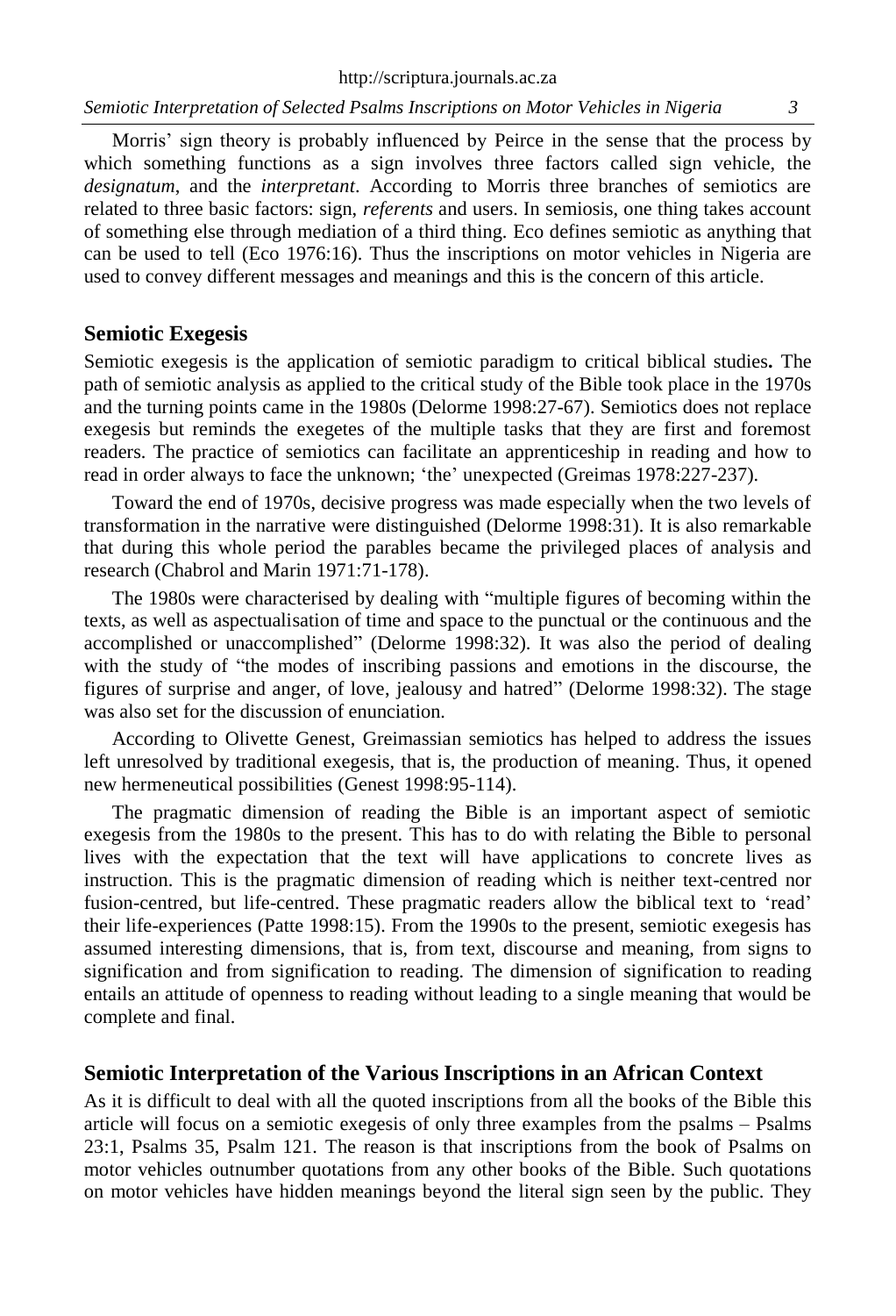Morris' sign theory is probably influenced by Peirce in the sense that the process by which something functions as a sign involves three factors called sign vehicle, the *designatum*, and the *interpretant*. According to Morris three branches of semiotics are related to three basic factors: sign, *referents* and users. In semiosis, one thing takes account of something else through mediation of a third thing. Eco defines semiotic as anything that can be used to tell (Eco 1976:16). Thus the inscriptions on motor vehicles in Nigeria are used to convey different messages and meanings and this is the concern of this article.

## Semiotic Exegesis

Semiotic exegesis is the application of semiotic paradigm to critical biblical studies**.** The path of semiotic analysis as applied to the critical study of the Bible took place in the 1970s and the turning points came in the 1980s (Delorme 1998:27-67). Semiotics does not replace exegesis but reminds the exegetes of the multiple tasks that they are first and foremost readers. The practice of semiotics can facilitate an apprenticeship in reading and how to read in order always to face the unknown; 'the' unexpected (Greimas 1978:227-237).

Toward the end of 1970s, decisive progress was made especially when the two levels of transformation in the narrative were distinguished (Delorme 1998:31). It is also remarkable that during this whole period the parables became the privileged places of analysis and research (Chabrol and Marin 1971:71-178).

The 1980s were characterised by dealing with "multiple figures of becoming within the texts, as well as aspectualisation of time and space to the punctual or the continuous and the accomplished or unaccomplished" (Delorme 1998:32). It was also the period of dealing with the study of "the modes of inscribing passions and emotions in the discourse, the figures of surprise and anger, of love, jealousy and hatred" (Delorme 1998:32). The stage was also set for the discussion of enunciation.

According to Olivette Genest, Greimassian semiotics has helped to address the issues left unresolved by traditional exegesis, that is, the production of meaning. Thus, it opened new hermeneutical possibilities (Genest 1998:95-114).

The pragmatic dimension of reading the Bible is an important aspect of semiotic exegesis from the 1980s to the present. This has to do with relating the Bible to personal lives with the expectation that the text will have applications to concrete lives as instruction. This is the pragmatic dimension of reading which is neither text-centred nor fusion-centred, but life-centred. These pragmatic readers allow the biblical text to 'read' their life-experiences (Patte 1998:15). From the 1990s to the present, semiotic exegesis has assumed interesting dimensions, that is, from text, discourse and meaning, from signs to signification and from signification to reading. The dimension of signification to reading entails an attitude of openness to reading without leading to a single meaning that would be complete and final.

## Semiotic Interpretation of the Various Inscriptions in an African Context

As it is difficult to deal with all the quoted inscriptions from all the books of the Bible this article will focus on a semiotic exegesis of only three examples from the psalms – Psalms 23:1, Psalms 35, Psalm 121. The reason is that inscriptions from the book of Psalms on motor vehicles outnumber quotations from any other books of the Bible. Such quotations on motor vehicles have hidden meanings beyond the literal sign seen by the public. They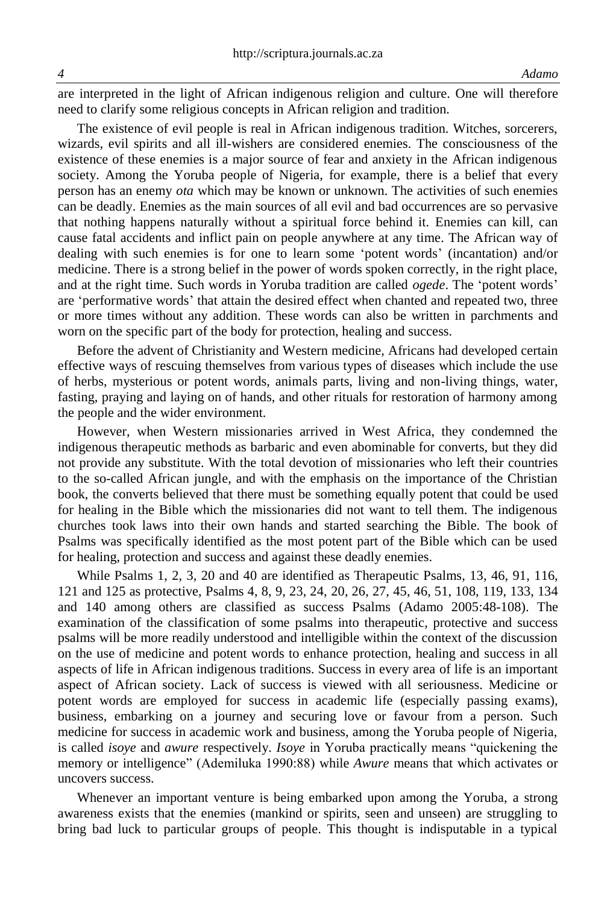are interpreted in the light of African indigenous religion and culture. One will therefore need to clarify some religious concepts in African religion and tradition.

The existence of evil people is real in African indigenous tradition. Witches, sorcerers, wizards, evil spirits and all ill-wishers are considered enemies. The consciousness of the existence of these enemies is a major source of fear and anxiety in the African indigenous society. Among the Yoruba people of Nigeria, for example, there is a belief that every person has an enemy *ota* which may be known or unknown. The activities of such enemies can be deadly. Enemies as the main sources of all evil and bad occurrences are so pervasive that nothing happens naturally without a spiritual force behind it. Enemies can kill, can cause fatal accidents and inflict pain on people anywhere at any time. The African way of dealing with such enemies is for one to learn some 'potent words' (incantation) and/or medicine. There is a strong belief in the power of words spoken correctly, in the right place, and at the right time. Such words in Yoruba tradition are called *ogede*. The 'potent words' are 'performative words' that attain the desired effect when chanted and repeated two, three or more times without any addition. These words can also be written in parchments and worn on the specific part of the body for protection, healing and success.

Before the advent of Christianity and Western medicine, Africans had developed certain effective ways of rescuing themselves from various types of diseases which include the use of herbs, mysterious or potent words, animals parts, living and non-living things, water, fasting, praying and laying on of hands, and other rituals for restoration of harmony among the people and the wider environment.

However, when Western missionaries arrived in West Africa, they condemned the indigenous therapeutic methods as barbaric and even abominable for converts, but they did not provide any substitute. With the total devotion of missionaries who left their countries to the so-called African jungle, and with the emphasis on the importance of the Christian book, the converts believed that there must be something equally potent that could be used for healing in the Bible which the missionaries did not want to tell them. The indigenous churches took laws into their own hands and started searching the Bible. The book of Psalms was specifically identified as the most potent part of the Bible which can be used for healing, protection and success and against these deadly enemies.

While Psalms 1, 2, 3, 20 and 40 are identified as Therapeutic Psalms, 13, 46, 91, 116, 121 and 125 as protective, Psalms 4, 8, 9, 23, 24, 20, 26, 27, 45, 46, 51, 108, 119, 133, 134 and 140 among others are classified as success Psalms (Adamo 2005:48-108). The examination of the classification of some psalms into therapeutic, protective and success psalms will be more readily understood and intelligible within the context of the discussion on the use of medicine and potent words to enhance protection, healing and success in all aspects of life in African indigenous traditions. Success in every area of life is an important aspect of African society. Lack of success is viewed with all seriousness. Medicine or potent words are employed for success in academic life (especially passing exams), business, embarking on a journey and securing love or favour from a person. Such medicine for success in academic work and business, among the Yoruba people of Nigeria, is called *isoye* and *awure* respectively. *Isoye* in Yoruba practically means "quickening the memory or intelligence" (Ademiluka 1990:88) while *Awure* means that which activates or uncovers success.

Whenever an important venture is being embarked upon among the Yoruba, a strong awareness exists that the enemies (mankind or spirits, seen and unseen) are struggling to bring bad luck to particular groups of people. This thought is indisputable in a typical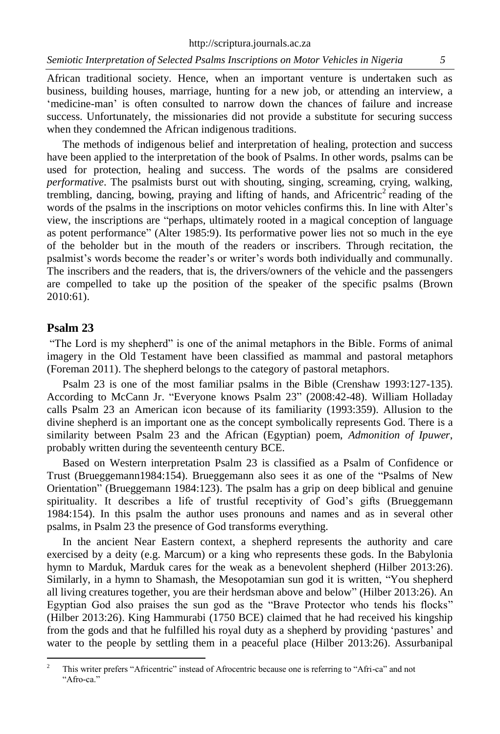African traditional society. Hence, when an important venture is undertaken such as business, building houses, marriage, hunting for a new job, or attending an interview, a 'medicine-man' is often consulted to narrow down the chances of failure and increase success. Unfortunately, the missionaries did not provide a substitute for securing success when they condemned the African indigenous traditions.

The methods of indigenous belief and interpretation of healing, protection and success have been applied to the interpretation of the book of Psalms. In other words, psalms can be used for protection, healing and success. The words of the psalms are considered *performative*. The psalmists burst out with shouting, singing, screaming, crying, walking, trembling, dancing, bowing, praying and lifting of hands, and Africentric[2] reading of the words of the psalms in the inscriptions on motor vehicles confirms this. In line with Alter's view, the inscriptions are "perhaps, ultimately rooted in a magical conception of language as potent performance" (Alter 1985:9). Its performative power lies not so much in the eye of the beholder but in the mouth of the readers or inscribers. Through recitation, the psalmist's words become the reader's or writer's words both individually and communally. The inscribers and the readers, that is, the drivers/owners of the vehicle and the passengers are compelled to take up the position of the speaker of the specific psalms (Brown 2010:61).

## Psalm 23

"The Lord is my shepherd" is one of the animal metaphors in the Bible. Forms of animal imagery in the Old Testament have been classified as mammal and pastoral metaphors (Foreman 2011). The shepherd belongs to the category of pastoral metaphors.

Psalm 23 is one of the most familiar psalms in the Bible (Crenshaw 1993:127-135). According to McCann Jr. "Everyone knows Psalm 23" (2008:42-48). William Holladay calls Psalm 23 an American icon because of its familiarity (1993:359). Allusion to the divine shepherd is an important one as the concept symbolically represents God. There is a similarity between Psalm 23 and the African (Egyptian) poem, *Admonition of Ipuwer*, probably written during the seventeenth century BCE.

Based on Western interpretation Psalm 23 is classified as a Psalm of Confidence or Trust (Brueggemann1984:154). Brueggemann also sees it as one of the "Psalms of New Orientation" (Brueggemann 1984:123). The psalm has a grip on deep biblical and genuine spirituality. It describes a life of trustful receptivity of God's gifts (Brueggemann 1984:154). In this psalm the author uses pronouns and names and as in several other psalms, in Psalm 23 the presence of God transforms everything.

In the ancient Near Eastern context, a shepherd represents the authority and care exercised by a deity (e.g. Marcum) or a king who represents these gods. In the Babylonia hymn to Marduk, Marduk cares for the weak as a benevolent shepherd (Hilber 2013:26). Similarly, in a hymn to Shamash, the Mesopotamian sun god it is written, "You shepherd all living creatures together, you are their herdsman above and below" (Hilber 2013:26). An Egyptian God also praises the sun god as the "Brave Protector who tends his flocks" (Hilber 2013:26). King Hammurabi (1750 BCE) claimed that he had received his kingship from the gods and that he fulfilled his royal duty as a shepherd by providing 'pastures' and water to the people by settling them in a peaceful place (Hilber 2013:26). Assurbanipal

[2] This writer prefers "Africentric" instead of Afrocentric because one is referring to "Afri-ca" and not "Afro-ca."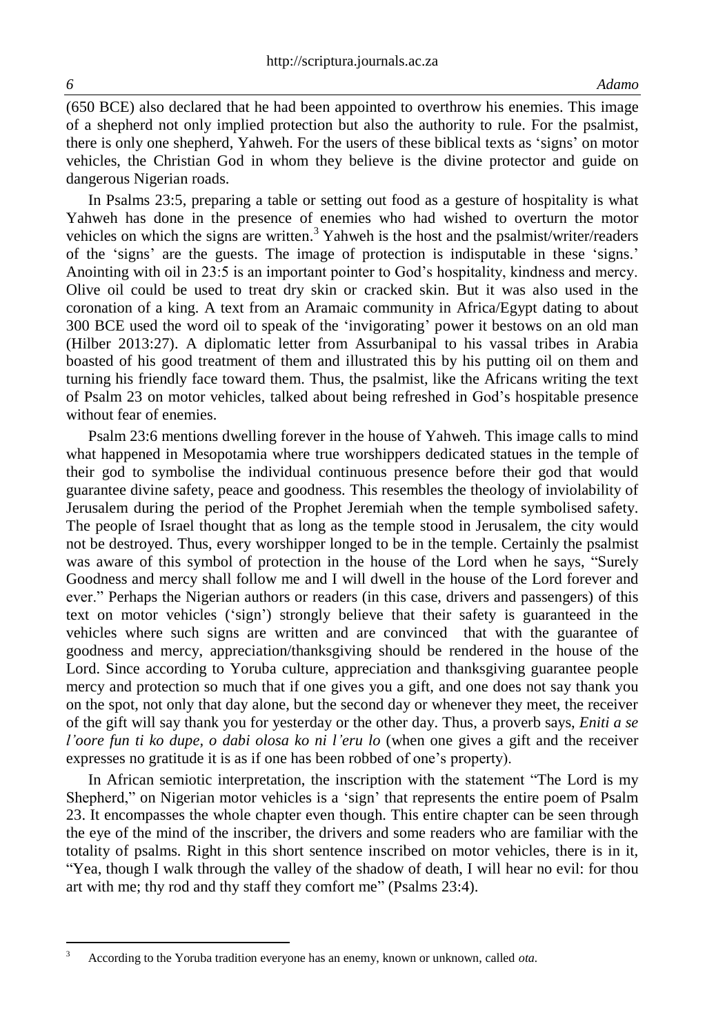(650 BCE) also declared that he had been appointed to overthrow his enemies. This image of a shepherd not only implied protection but also the authority to rule. For the psalmist, there is only one shepherd, Yahweh. For the users of these biblical texts as 'signs' on motor vehicles, the Christian God in whom they believe is the divine protector and guide on dangerous Nigerian roads.

In Psalms 23:5, preparing a table or setting out food as a gesture of hospitality is what Yahweh has done in the presence of enemies who had wished to overturn the motor vehicles on which the signs are written.[3] Yahweh is the host and the psalmist/writer/readers of the 'signs' are the guests. The image of protection is indisputable in these 'signs.' Anointing with oil in 23:5 is an important pointer to God's hospitality, kindness and mercy. Olive oil could be used to treat dry skin or cracked skin. But it was also used in the coronation of a king. A text from an Aramaic community in Africa/Egypt dating to about 300 BCE used the word oil to speak of the 'invigorating' power it bestows on an old man (Hilber 2013:27). A diplomatic letter from Assurbanipal to his vassal tribes in Arabia boasted of his good treatment of them and illustrated this by his putting oil on them and turning his friendly face toward them. Thus, the psalmist, like the Africans writing the text of Psalm 23 on motor vehicles, talked about being refreshed in God's hospitable presence without fear of enemies.

Psalm 23:6 mentions dwelling forever in the house of Yahweh. This image calls to mind what happened in Mesopotamia where true worshippers dedicated statues in the temple of their god to symbolise the individual continuous presence before their god that would guarantee divine safety, peace and goodness. This resembles the theology of inviolability of Jerusalem during the period of the Prophet Jeremiah when the temple symbolised safety. The people of Israel thought that as long as the temple stood in Jerusalem, the city would not be destroyed. Thus, every worshipper longed to be in the temple. Certainly the psalmist was aware of this symbol of protection in the house of the Lord when he says, "Surely Goodness and mercy shall follow me and I will dwell in the house of the Lord forever and ever." Perhaps the Nigerian authors or readers (in this case, drivers and passengers) of this text on motor vehicles ('sign') strongly believe that their safety is guaranteed in the vehicles where such signs are written and are convinced that with the guarantee of goodness and mercy, appreciation/thanksgiving should be rendered in the house of the Lord. Since according to Yoruba culture, appreciation and thanksgiving guarantee people mercy and protection so much that if one gives you a gift, and one does not say thank you on the spot, not only that day alone, but the second day or whenever they meet, the receiver of the gift will say thank you for yesterday or the other day. Thus, a proverb says, *Eniti a se l'oore fun ti ko dupe, o dabi olosa ko ni l'eru lo* (when one gives a gift and the receiver expresses no gratitude it is as if one has been robbed of one's property).

In African semiotic interpretation, the inscription with the statement "The Lord is my Shepherd," on Nigerian motor vehicles is a 'sign' that represents the entire poem of Psalm 23. It encompasses the whole chapter even though. This entire chapter can be seen through the eye of the mind of the inscriber, the drivers and some readers who are familiar with the totality of psalms. Right in this short sentence inscribed on motor vehicles, there is in it, "Yea, though I walk through the valley of the shadow of death, I will hear no evil: for thou art with me; thy rod and thy staff they comfort me" (Psalms 23:4).

---

[3] According to the Yoruba tradition everyone has an enemy, known or unknown, called *ota*.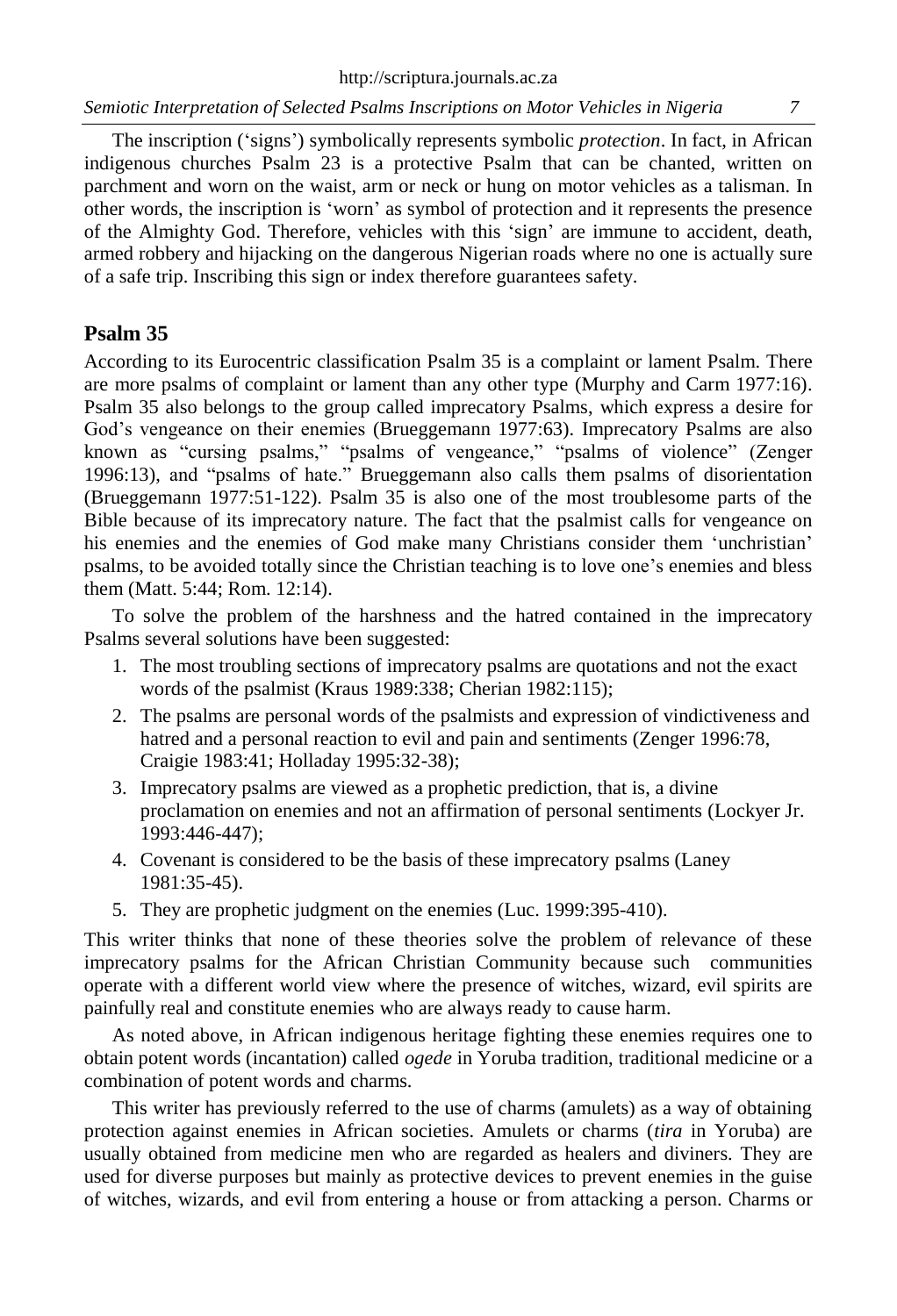The inscription ('signs') symbolically represents symbolic *protection*. In fact, in African indigenous churches Psalm 23 is a protective Psalm that can be chanted, written on parchment and worn on the waist, arm or neck or hung on motor vehicles as a talisman. In other words, the inscription is 'worn' as symbol of protection and it represents the presence of the Almighty God. Therefore, vehicles with this 'sign' are immune to accident, death, armed robbery and hijacking on the dangerous Nigerian roads where no one is actually sure of a safe trip. Inscribing this sign or index therefore guarantees safety.

## Psalm 35

According to its Eurocentric classification Psalm 35 is a complaint or lament Psalm. There are more psalms of complaint or lament than any other type (Murphy and Carm 1977:16). Psalm 35 also belongs to the group called imprecatory Psalms, which express a desire for God's vengeance on their enemies (Brueggemann 1977:63). Imprecatory Psalms are also known as "cursing psalms," "psalms of vengeance," "psalms of violence" (Zenger 1996:13), and "psalms of hate." Brueggemann also calls them psalms of disorientation (Brueggemann 1977:51-122). Psalm 35 is also one of the most troublesome parts of the Bible because of its imprecatory nature. The fact that the psalmist calls for vengeance on his enemies and the enemies of God make many Christians consider them 'unchristian' psalms, to be avoided totally since the Christian teaching is to love one's enemies and bless them (Matt. 5:44; Rom. 12:14).

To solve the problem of the harshness and the hatred contained in the imprecatory Psalms several solutions have been suggested:

1. The most troubling sections of imprecatory psalms are quotations and not the exact words of the psalmist (Kraus 1989:338; Cherian 1982:115);
2. The psalms are personal words of the psalmists and expression of vindictiveness and hatred and a personal reaction to evil and pain and sentiments (Zenger 1996:78, Craigie 1983:41; Holladay 1995:32-38);
3. Imprecatory psalms are viewed as a prophetic prediction, that is, a divine proclamation on enemies and not an affirmation of personal sentiments (Lockyer Jr. 1993:446-447);
4. Covenant is considered to be the basis of these imprecatory psalms (Laney 1981:35-45).
5. They are prophetic judgment on the enemies (Luc. 1999:395-410).

This writer thinks that none of these theories solve the problem of relevance of these imprecatory psalms for the African Christian Community because such communities operate with a different world view where the presence of witches, wizard, evil spirits are painfully real and constitute enemies who are always ready to cause harm.

As noted above, in African indigenous heritage fighting these enemies requires one to obtain potent words (incantation) called *ogede* in Yoruba tradition, traditional medicine or a combination of potent words and charms.

This writer has previously referred to the use of charms (amulets) as a way of obtaining protection against enemies in African societies. Amulets or charms (*tira* in Yoruba) are usually obtained from medicine men who are regarded as healers and diviners. They are used for diverse purposes but mainly as protective devices to prevent enemies in the guise of witches, wizards, and evil from entering a house or from attacking a person. Charms or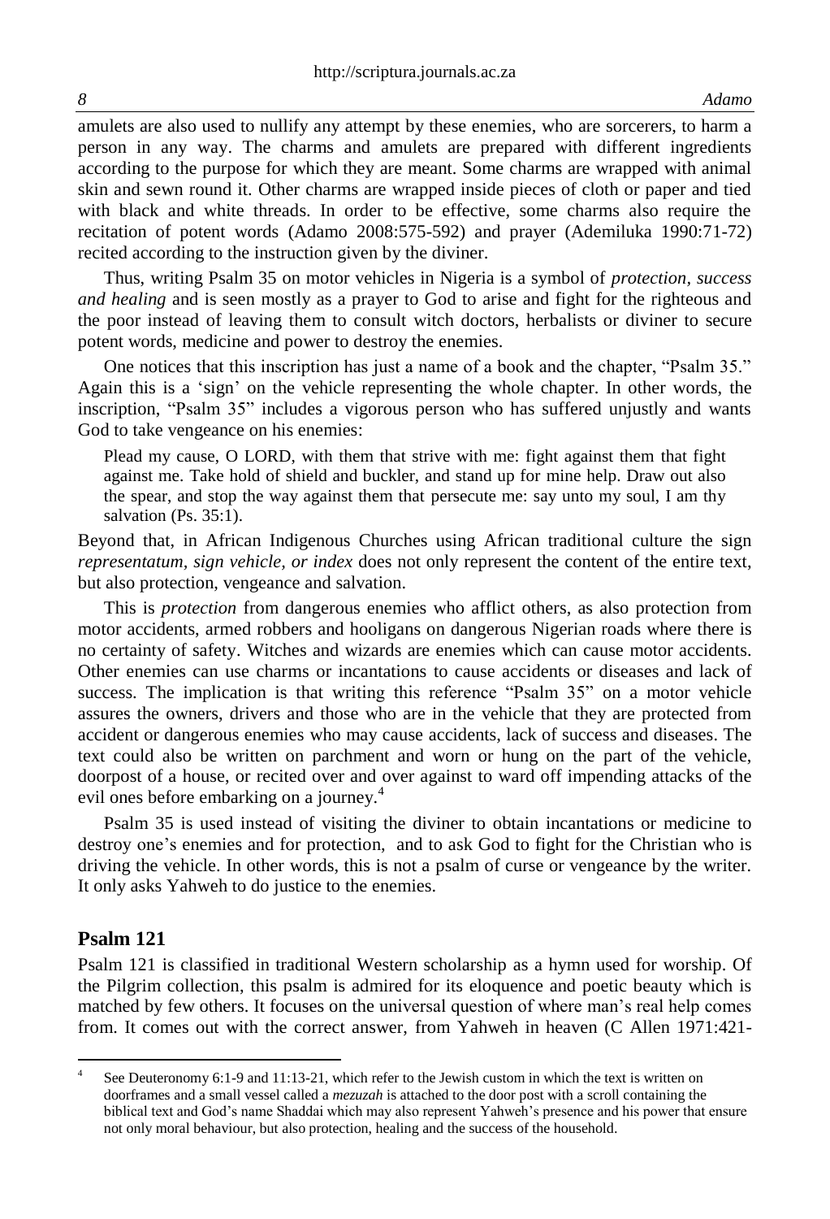amulets are also used to nullify any attempt by these enemies, who are sorcerers, to harm a person in any way. The charms and amulets are prepared with different ingredients according to the purpose for which they are meant. Some charms are wrapped with animal skin and sewn round it. Other charms are wrapped inside pieces of cloth or paper and tied with black and white threads. In order to be effective, some charms also require the recitation of potent words (Adamo 2008:575-592) and prayer (Ademiluka 1990:71-72) recited according to the instruction given by the diviner.

Thus, writing Psalm 35 on motor vehicles in Nigeria is a symbol of *protection, success and healing* and is seen mostly as a prayer to God to arise and fight for the righteous and the poor instead of leaving them to consult witch doctors, herbalists or diviner to secure potent words, medicine and power to destroy the enemies.

One notices that this inscription has just a name of a book and the chapter, "Psalm 35." Again this is a 'sign' on the vehicle representing the whole chapter. In other words, the inscription, "Psalm 35" includes a vigorous person who has suffered unjustly and wants God to take vengeance on his enemies:

> Plead my cause, O LORD, with them that strive with me: fight against them that fight against me. Take hold of shield and buckler, and stand up for mine help. Draw out also the spear, and stop the way against them that persecute me: say unto my soul, I am thy salvation (Ps. 35:1).

Beyond that, in African Indigenous Churches using African traditional culture the sign *representatum, sign vehicle, or index* does not only represent the content of the entire text, but also protection, vengeance and salvation.

This is *protection* from dangerous enemies who afflict others, as also protection from motor accidents, armed robbers and hooligans on dangerous Nigerian roads where there is no certainty of safety. Witches and wizards are enemies which can cause motor accidents. Other enemies can use charms or incantations to cause accidents or diseases and lack of success. The implication is that writing this reference "Psalm 35" on a motor vehicle assures the owners, drivers and those who are in the vehicle that they are protected from accident or dangerous enemies who may cause accidents, lack of success and diseases. The text could also be written on parchment and worn or hung on the part of the vehicle, doorpost of a house, or recited over and over against to ward off impending attacks of the evil ones before embarking on a journey.[4]

Psalm 35 is used instead of visiting the diviner to obtain incantations or medicine to destroy one's enemies and for protection, and to ask God to fight for the Christian who is driving the vehicle. In other words, this is not a psalm of curse or vengeance by the writer. It only asks Yahweh to do justice to the enemies.

## Psalm 121

Psalm 121 is classified in traditional Western scholarship as a hymn used for worship. Of the Pilgrim collection, this psalm is admired for its eloquence and poetic beauty which is matched by few others. It focuses on the universal question of where man's real help comes from. It comes out with the correct answer, from Yahweh in heaven (C Allen 1971:421-

---

[4] See Deuteronomy 6:1-9 and 11:13-21, which refer to the Jewish custom in which the text is written on doorframes and a small vessel called a *mezuzah* is attached to the door post with a scroll containing the biblical text and God's name Shaddai which may also represent Yahweh's presence and his power that ensure not only moral behaviour, but also protection, healing and the success of the household.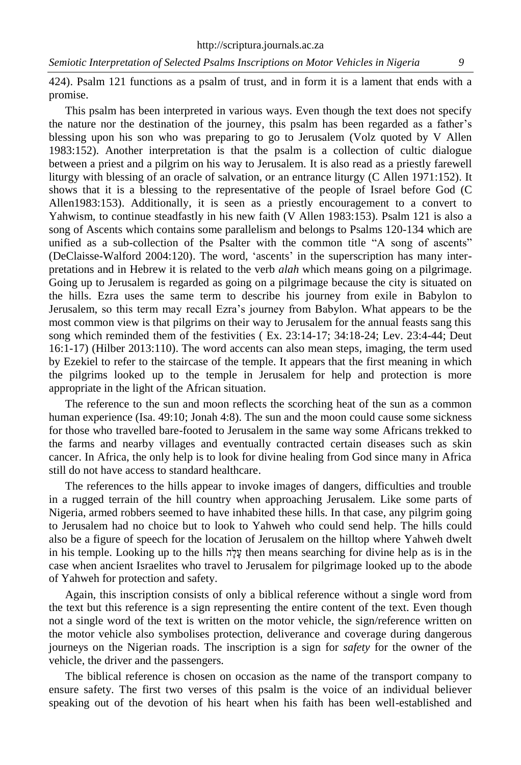424). Psalm 121 functions as a psalm of trust, and in form it is a lament that ends with a promise.

This psalm has been interpreted in various ways. Even though the text does not specify the nature nor the destination of the journey, this psalm has been regarded as a father's blessing upon his son who was preparing to go to Jerusalem (Volz quoted by V Allen 1983:152). Another interpretation is that the psalm is a collection of cultic dialogue between a priest and a pilgrim on his way to Jerusalem. It is also read as a priestly farewell liturgy with blessing of an oracle of salvation, or an entrance liturgy (C Allen 1971:152). It shows that it is a blessing to the representative of the people of Israel before God (C Allen1983:153). Additionally, it is seen as a priestly encouragement to a convert to Yahwism, to continue steadfastly in his new faith (V Allen 1983:153). Psalm 121 is also a song of Ascents which contains some parallelism and belongs to Psalms 120-134 which are unified as a sub-collection of the Psalter with the common title "A song of ascents" (DeClaisse-Walford 2004:120). The word, 'ascents' in the superscription has many interpretations and in Hebrew it is related to the verb *alah* which means going on a pilgrimage. Going up to Jerusalem is regarded as going on a pilgrimage because the city is situated on the hills. Ezra uses the same term to describe his journey from exile in Babylon to Jerusalem, so this term may recall Ezra's journey from Babylon. What appears to be the most common view is that pilgrims on their way to Jerusalem for the annual feasts sang this song which reminded them of the festivities ( Ex. 23:14-17; 34:18-24; Lev. 23:4-44; Deut 16:1-17) (Hilber 2013:110). The word accents can also mean steps, imaging, the term used by Ezekiel to refer to the staircase of the temple. It appears that the first meaning in which the pilgrims looked up to the temple in Jerusalem for help and protection is more appropriate in the light of the African situation.

The reference to the sun and moon reflects the scorching heat of the sun as a common human experience (Isa. 49:10; Jonah 4:8). The sun and the moon could cause some sickness for those who travelled bare-footed to Jerusalem in the same way some Africans trekked to the farms and nearby villages and eventually contracted certain diseases such as skin cancer. In Africa, the only help is to look for divine healing from God since many in Africa still do not have access to standard healthcare.

The references to the hills appear to invoke images of dangers, difficulties and trouble in a rugged terrain of the hill country when approaching Jerusalem. Like some parts of Nigeria, armed robbers seemed to have inhabited these hills. In that case, any pilgrim going to Jerusalem had no choice but to look to Yahweh who could send help. The hills could also be a figure of speech for the location of Jerusalem on the hilltop where Yahweh dwelt in his temple. Looking up to the hills עָלָה then means searching for divine help as is in the case when ancient Israelites who travel to Jerusalem for pilgrimage looked up to the abode of Yahweh for protection and safety.

Again, this inscription consists of only a biblical reference without a single word from the text but this reference is a sign representing the entire content of the text. Even though not a single word of the text is written on the motor vehicle, the sign/reference written on the motor vehicle also symbolises protection, deliverance and coverage during dangerous journeys on the Nigerian roads. The inscription is a sign for *safety* for the owner of the vehicle, the driver and the passengers.

The biblical reference is chosen on occasion as the name of the transport company to ensure safety. The first two verses of this psalm is the voice of an individual believer speaking out of the devotion of his heart when his faith has been well-established and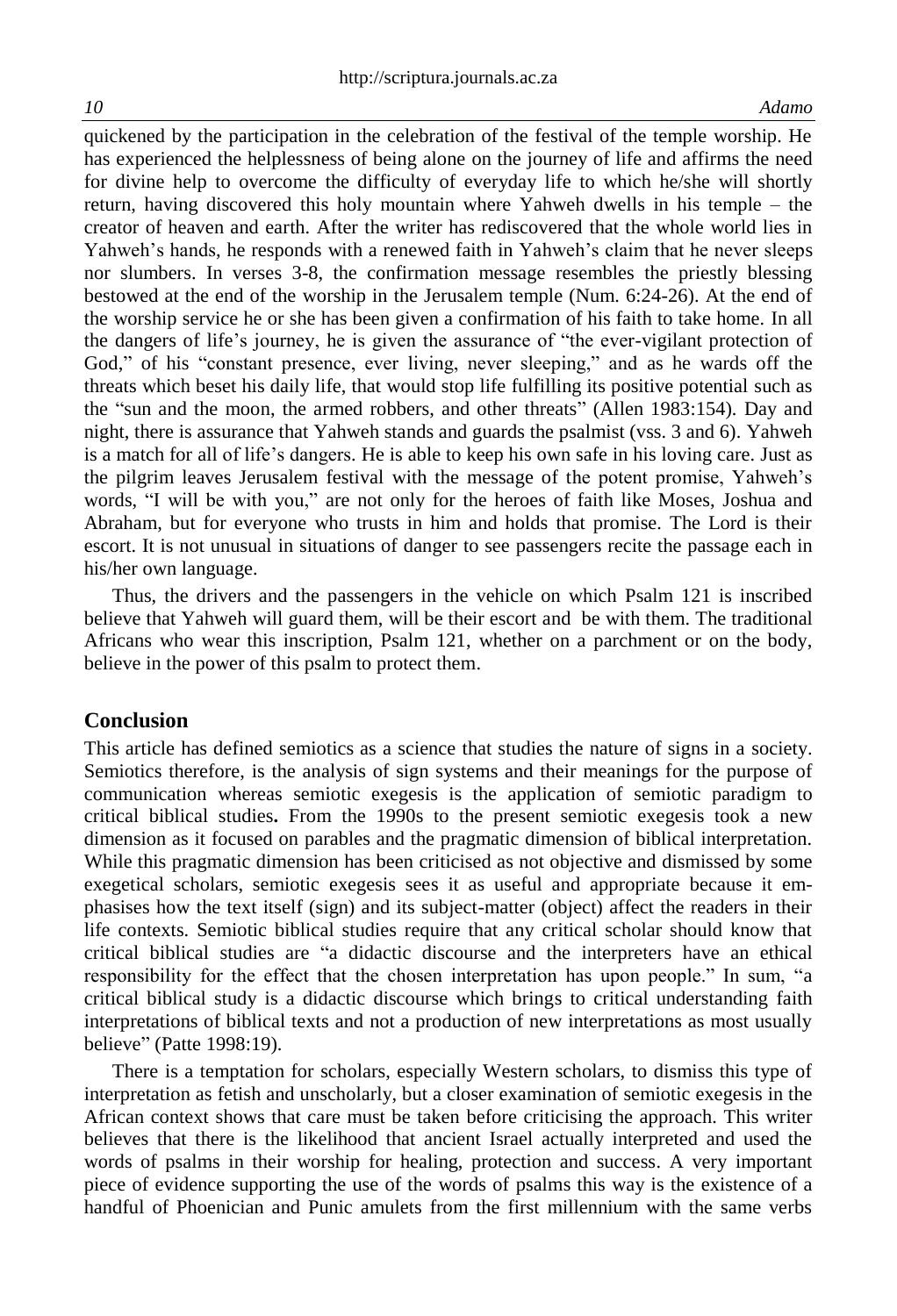quickened by the participation in the celebration of the festival of the temple worship. He has experienced the helplessness of being alone on the journey of life and affirms the need for divine help to overcome the difficulty of everyday life to which he/she will shortly return, having discovered this holy mountain where Yahweh dwells in his temple – the creator of heaven and earth. After the writer has rediscovered that the whole world lies in Yahweh's hands, he responds with a renewed faith in Yahweh's claim that he never sleeps nor slumbers. In verses 3-8, the confirmation message resembles the priestly blessing bestowed at the end of the worship in the Jerusalem temple (Num. 6:24-26). At the end of the worship service he or she has been given a confirmation of his faith to take home. In all the dangers of life's journey, he is given the assurance of "the ever-vigilant protection of God," of his "constant presence, ever living, never sleeping," and as he wards off the threats which beset his daily life, that would stop life fulfilling its positive potential such as the "sun and the moon, the armed robbers, and other threats" (Allen 1983:154). Day and night, there is assurance that Yahweh stands and guards the psalmist (vss. 3 and 6). Yahweh is a match for all of life's dangers. He is able to keep his own safe in his loving care. Just as the pilgrim leaves Jerusalem festival with the message of the potent promise, Yahweh's words, "I will be with you," are not only for the heroes of faith like Moses, Joshua and Abraham, but for everyone who trusts in him and holds that promise. The Lord is their escort. It is not unusual in situations of danger to see passengers recite the passage each in his/her own language.

Thus, the drivers and the passengers in the vehicle on which Psalm 121 is inscribed believe that Yahweh will guard them, will be their escort and be with them. The traditional Africans who wear this inscription, Psalm 121, whether on a parchment or on the body, believe in the power of this psalm to protect them.

## Conclusion

This article has defined semiotics as a science that studies the nature of signs in a society. Semiotics therefore, is the analysis of sign systems and their meanings for the purpose of communication whereas semiotic exegesis is the application of semiotic paradigm to critical biblical studies**.** From the 1990s to the present semiotic exegesis took a new dimension as it focused on parables and the pragmatic dimension of biblical interpretation. While this pragmatic dimension has been criticised as not objective and dismissed by some exegetical scholars, semiotic exegesis sees it as useful and appropriate because it emphasises how the text itself (sign) and its subject-matter (object) affect the readers in their life contexts. Semiotic biblical studies require that any critical scholar should know that critical biblical studies are "a didactic discourse and the interpreters have an ethical responsibility for the effect that the chosen interpretation has upon people." In sum, "a critical biblical study is a didactic discourse which brings to critical understanding faith interpretations of biblical texts and not a production of new interpretations as most usually believe" (Patte 1998:19).

There is a temptation for scholars, especially Western scholars, to dismiss this type of interpretation as fetish and unscholarly, but a closer examination of semiotic exegesis in the African context shows that care must be taken before criticising the approach. This writer believes that there is the likelihood that ancient Israel actually interpreted and used the words of psalms in their worship for healing, protection and success. A very important piece of evidence supporting the use of the words of psalms this way is the existence of a handful of Phoenician and Punic amulets from the first millennium with the same verbs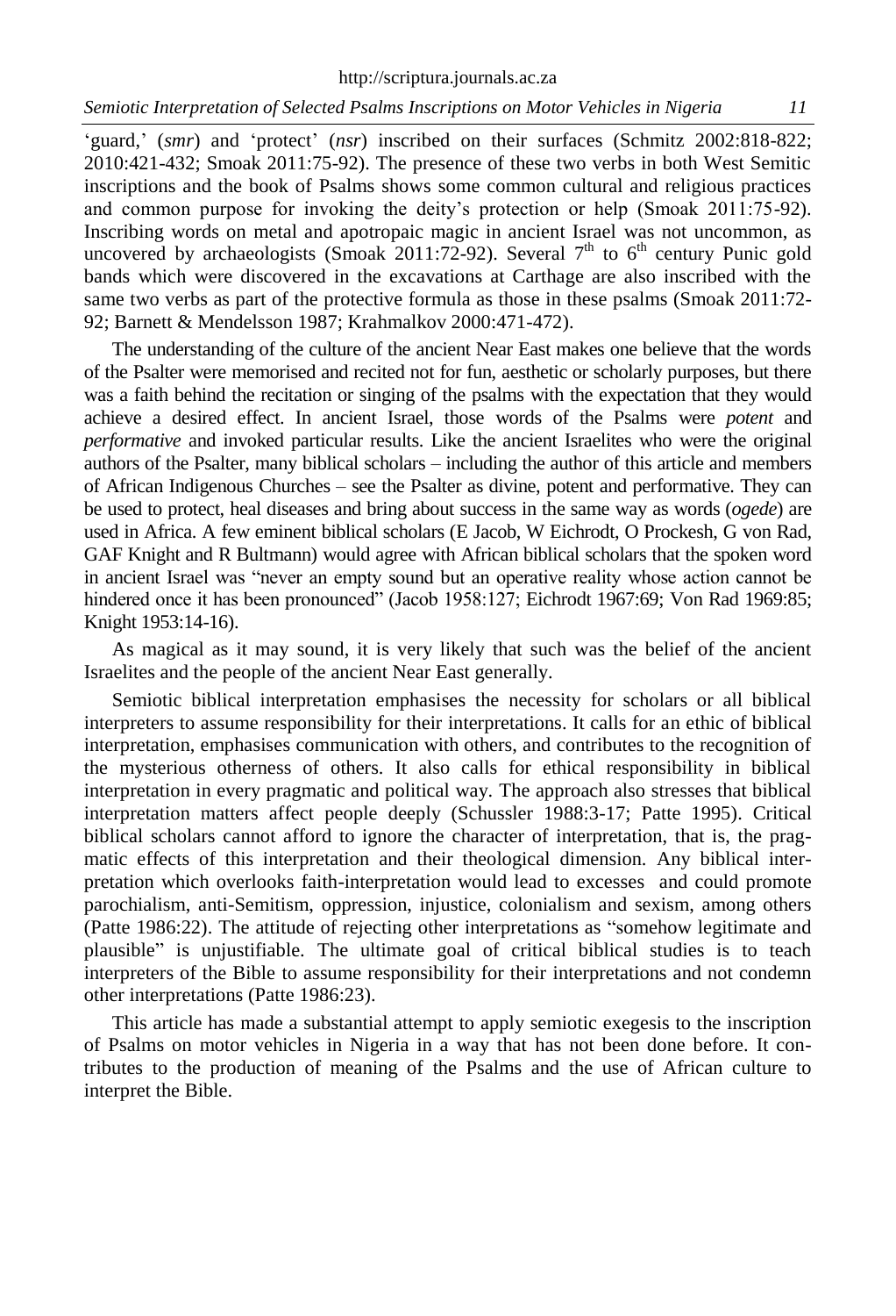'guard,' (*smr*) and 'protect' (*nsr*) inscribed on their surfaces (Schmitz 2002:818-822; 2010:421-432; Smoak 2011:75-92). The presence of these two verbs in both West Semitic inscriptions and the book of Psalms shows some common cultural and religious practices and common purpose for invoking the deity's protection or help (Smoak 2011:75-92). Inscribing words on metal and apotropaic magic in ancient Israel was not uncommon, as uncovered by archaeologists (Smoak 2011:72-92). Several 7th to 6th century Punic gold bands which were discovered in the excavations at Carthage are also inscribed with the same two verbs as part of the protective formula as those in these psalms (Smoak 2011:72-92; Barnett & Mendelsson 1987; Krahmalkov 2000:471-472).

The understanding of the culture of the ancient Near East makes one believe that the words of the Psalter were memorised and recited not for fun, aesthetic or scholarly purposes, but there was a faith behind the recitation or singing of the psalms with the expectation that they would achieve a desired effect. In ancient Israel, those words of the Psalms were *potent* and *performative* and invoked particular results. Like the ancient Israelites who were the original authors of the Psalter, many biblical scholars – including the author of this article and members of African Indigenous Churches – see the Psalter as divine, potent and performative. They can be used to protect, heal diseases and bring about success in the same way as words (*ogede*) are used in Africa. A few eminent biblical scholars (E Jacob, W Eichrodt, O Prockesh, G von Rad, GAF Knight and R Bultmann) would agree with African biblical scholars that the spoken word in ancient Israel was "never an empty sound but an operative reality whose action cannot be hindered once it has been pronounced" (Jacob 1958:127; Eichrodt 1967:69; Von Rad 1969:85; Knight 1953:14-16).

As magical as it may sound, it is very likely that such was the belief of the ancient Israelites and the people of the ancient Near East generally.

Semiotic biblical interpretation emphasises the necessity for scholars or all biblical interpreters to assume responsibility for their interpretations. It calls for an ethic of biblical interpretation, emphasises communication with others, and contributes to the recognition of the mysterious otherness of others. It also calls for ethical responsibility in biblical interpretation in every pragmatic and political way. The approach also stresses that biblical interpretation matters affect people deeply (Schussler 1988:3-17; Patte 1995). Critical biblical scholars cannot afford to ignore the character of interpretation, that is, the pragmatic effects of this interpretation and their theological dimension. Any biblical interpretation which overlooks faith-interpretation would lead to excesses and could promote parochialism, anti-Semitism, oppression, injustice, colonialism and sexism, among others (Patte 1986:22). The attitude of rejecting other interpretations as "somehow legitimate and plausible" is unjustifiable. The ultimate goal of critical biblical studies is to teach interpreters of the Bible to assume responsibility for their interpretations and not condemn other interpretations (Patte 1986:23).

This article has made a substantial attempt to apply semiotic exegesis to the inscription of Psalms on motor vehicles in Nigeria in a way that has not been done before. It contributes to the production of meaning of the Psalms and the use of African culture to interpret the Bible.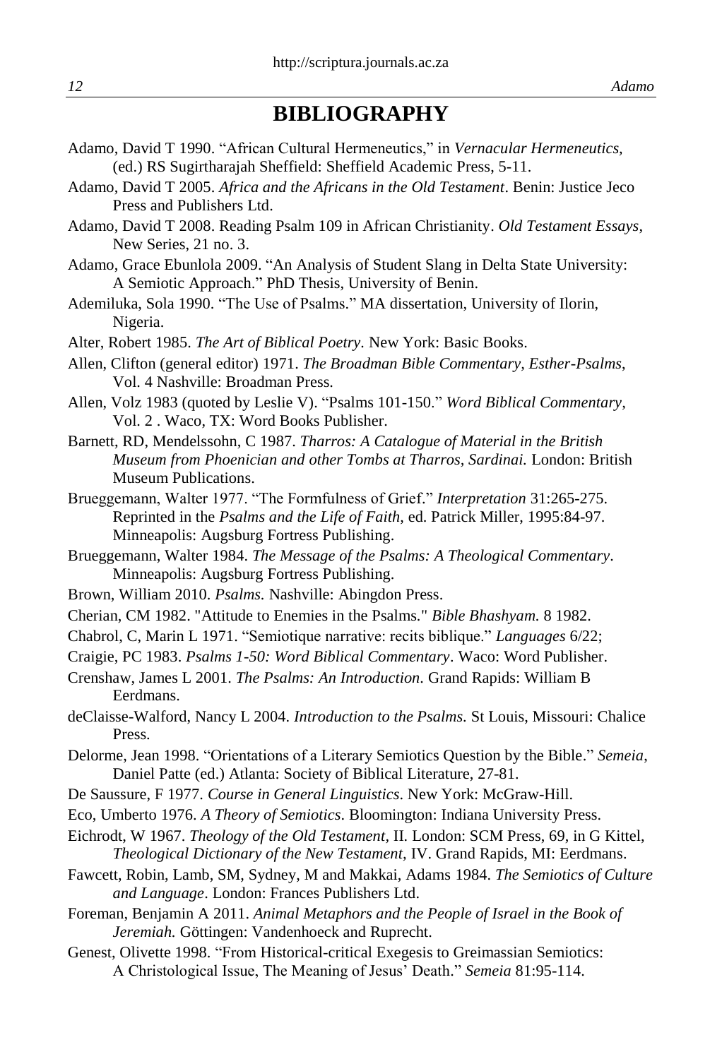# BIBLIOGRAPHY

Adamo, David T 1990. "African Cultural Hermeneutics," in *Vernacular Hermeneutics,* (ed.) RS Sugirtharajah Sheffield: Sheffield Academic Press, 5-11.

Adamo, David T 2005. *Africa and the Africans in the Old Testament*. Benin: Justice Jeco Press and Publishers Ltd.

Adamo, David T 2008. Reading Psalm 109 in African Christianity. *Old Testament Essays*, New Series, 21 no. 3.

Adamo, Grace Ebunlola 2009. "An Analysis of Student Slang in Delta State University: A Semiotic Approach." PhD Thesis, University of Benin.

Ademiluka, Sola 1990. "The Use of Psalms." MA dissertation, University of Ilorin, Nigeria.

Alter, Robert 1985. *The Art of Biblical Poetry*. New York: Basic Books.

Allen, Clifton (general editor) 1971. *The Broadman Bible Commentary, Esther-Psalms*, Vol. 4 Nashville: Broadman Press.

Allen, Volz 1983 (quoted by Leslie V). "Psalms 101-150." *Word Biblical Commentary*, Vol. 2 . Waco, TX: Word Books Publisher.

Barnett, RD, Mendelssohn, C 1987. *Tharros: A Catalogue of Material in the British Museum from Phoenician and other Tombs at Tharros, Sardinai.* London: British Museum Publications.

Brueggemann, Walter 1977. "The Formfulness of Grief." *Interpretation* 31:265-275. Reprinted in the *Psalms and the Life of Faith*, ed. Patrick Miller, 1995:84-97. Minneapolis: Augsburg Fortress Publishing.

Brueggemann, Walter 1984. *The Message of the Psalms: A Theological Commentary*. Minneapolis: Augsburg Fortress Publishing.

Brown, William 2010. *Psalms.* Nashville: Abingdon Press.

Cherian, CM 1982. "Attitude to Enemies in the Psalms." *Bible Bhashyam.* 8 1982.

Chabrol, C, Marin L 1971. "Semiotique narrative: recits biblique." *Languages* 6/22;

Craigie, PC 1983. *Psalms 1-50: Word Biblical Commentary*. Waco: Word Publisher.

Crenshaw, James L 2001. *The Psalms: An Introduction.* Grand Rapids: William B Eerdmans.

deClaisse-Walford, Nancy L 2004. *Introduction to the Psalms.* St Louis, Missouri: Chalice Press.

Delorme, Jean 1998. "Orientations of a Literary Semiotics Question by the Bible." *Semeia*, Daniel Patte (ed.) Atlanta: Society of Biblical Literature, 27-81.

De Saussure, F 1977. *Course in General Linguistics*. New York: McGraw-Hill.

Eco, Umberto 1976. *A Theory of Semiotics*. Bloomington: Indiana University Press.

Eichrodt, W 1967. *Theology of the Old Testament*, II. London: SCM Press, 69, in G Kittel, *Theological Dictionary of the New Testament*, IV. Grand Rapids, MI: Eerdmans.

Fawcett, Robin, Lamb, SM, Sydney, M and Makkai, Adams 1984. *The Semiotics of Culture and Language*. London: Frances Publishers Ltd.

Foreman, Benjamin A 2011. *Animal Metaphors and the People of Israel in the Book of Jeremiah.* Göttingen: Vandenhoeck and Ruprecht.

Genest, Olivette 1998. "From Historical-critical Exegesis to Greimassian Semiotics: A Christological Issue, The Meaning of Jesus' Death." *Semeia* 81:95-114.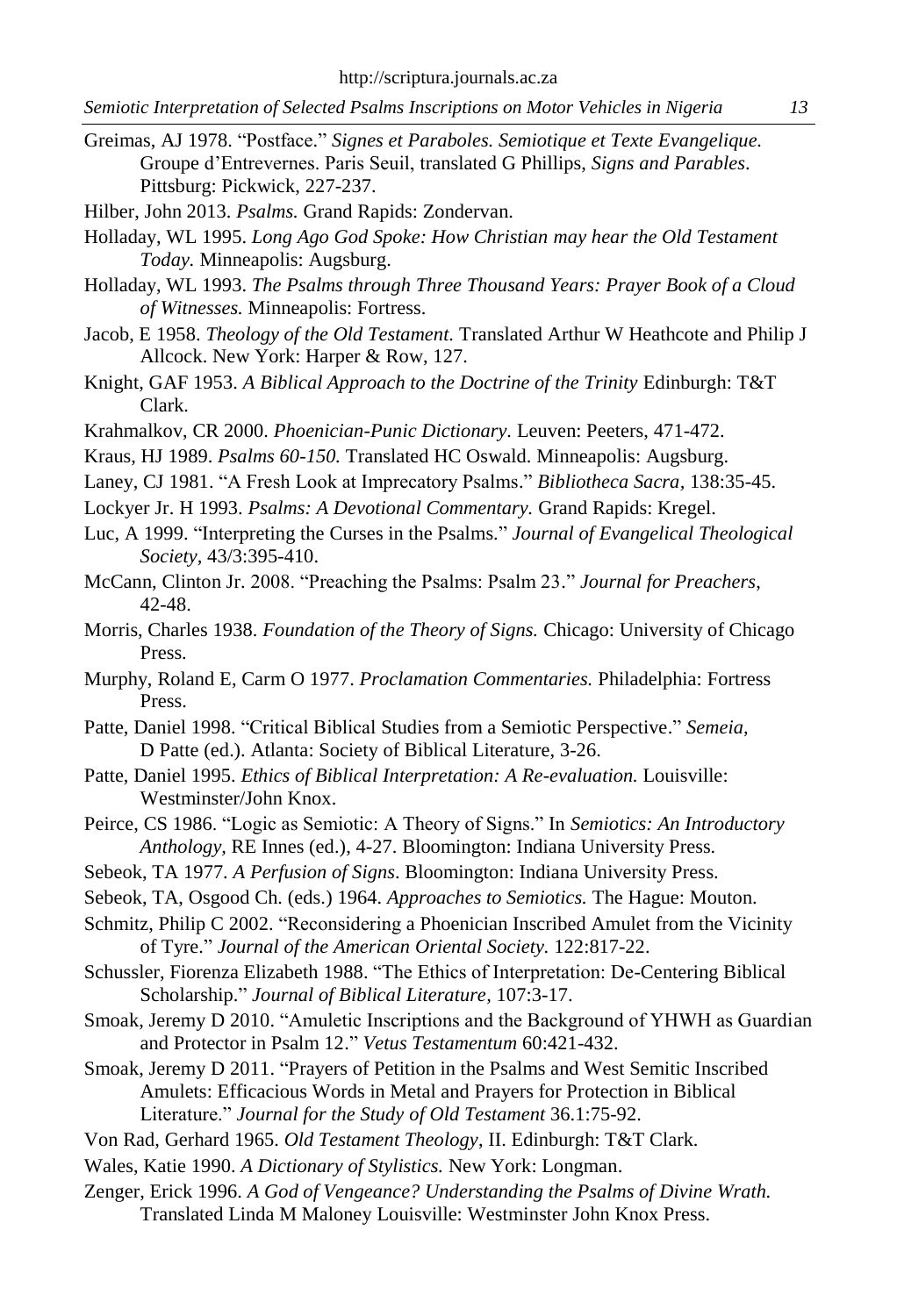Greimas, AJ 1978. "Postface." *Signes et Paraboles. Semiotique et Texte Evangelique.* Groupe d'Entrevernes. Paris Seuil, translated G Phillips, *Signs and Parables*. Pittsburg: Pickwick, 227-237.

Hilber, John 2013. *Psalms.* Grand Rapids: Zondervan.

Holladay, WL 1995. *Long Ago God Spoke: How Christian may hear the Old Testament Today.* Minneapolis: Augsburg.

Holladay, WL 1993. *The Psalms through Three Thousand Years: Prayer Book of a Cloud of Witnesses.* Minneapolis: Fortress.

Jacob, E 1958. *Theology of the Old Testament.* Translated Arthur W Heathcote and Philip J Allcock. New York: Harper & Row, 127.

Knight, GAF 1953. *A Biblical Approach to the Doctrine of the Trinity* Edinburgh: T&T Clark.

Krahmalkov, CR 2000. *Phoenician-Punic Dictionary.* Leuven: Peeters, 471-472.

Kraus, HJ 1989. *Psalms 60-150.* Translated HC Oswald. Minneapolis: Augsburg.

Laney, CJ 1981. "A Fresh Look at Imprecatory Psalms." *Bibliotheca Sacra*, 138:35-45.

Lockyer Jr. H 1993. *Psalms: A Devotional Commentary.* Grand Rapids: Kregel.

Luc, A 1999. "Interpreting the Curses in the Psalms." *Journal of Evangelical Theological Society*, 43/3:395-410.

McCann, Clinton Jr. 2008. "Preaching the Psalms: Psalm 23." *Journal for Preachers*, 42-48.

Morris, Charles 1938. *Foundation of the Theory of Signs.* Chicago: University of Chicago Press.

Murphy, Roland E, Carm O 1977. *Proclamation Commentaries.* Philadelphia: Fortress Press.

Patte, Daniel 1998. "Critical Biblical Studies from a Semiotic Perspective." *Semeia,* D Patte (ed.). Atlanta: Society of Biblical Literature, 3-26.

Patte, Daniel 1995. *Ethics of Biblical Interpretation: A Re-evaluation.* Louisville: Westminster/John Knox.

Peirce, CS 1986. "Logic as Semiotic: A Theory of Signs." In *Semiotics: An Introductory Anthology,* RE Innes (ed.), 4-27. Bloomington: Indiana University Press.

Sebeok, TA 1977. *A Perfusion of Signs*. Bloomington: Indiana University Press.

Sebeok, TA, Osgood Ch. (eds.) 1964. *Approaches to Semiotics.* The Hague: Mouton.

Schmitz, Philip C 2002. "Reconsidering a Phoenician Inscribed Amulet from the Vicinity of Tyre." *Journal of the American Oriental Society.* 122:817-22.

Schussler, Fiorenza Elizabeth 1988. "The Ethics of Interpretation: De-Centering Biblical Scholarship." *Journal of Biblical Literature*, 107:3-17.

Smoak, Jeremy D 2010. "Amuletic Inscriptions and the Background of YHWH as Guardian and Protector in Psalm 12." *Vetus Testamentum* 60:421-432.

Smoak, Jeremy D 2011. "Prayers of Petition in the Psalms and West Semitic Inscribed Amulets: Efficacious Words in Metal and Prayers for Protection in Biblical Literature." *Journal for the Study of Old Testament* 36.1:75-92.

Von Rad, Gerhard 1965. *Old Testament Theology,* II. Edinburgh: T&T Clark.

Wales, Katie 1990. *A Dictionary of Stylistics.* New York: Longman.

Zenger, Erick 1996. *A God of Vengeance? Understanding the Psalms of Divine Wrath.* Translated Linda M Maloney Louisville: Westminster John Knox Press.